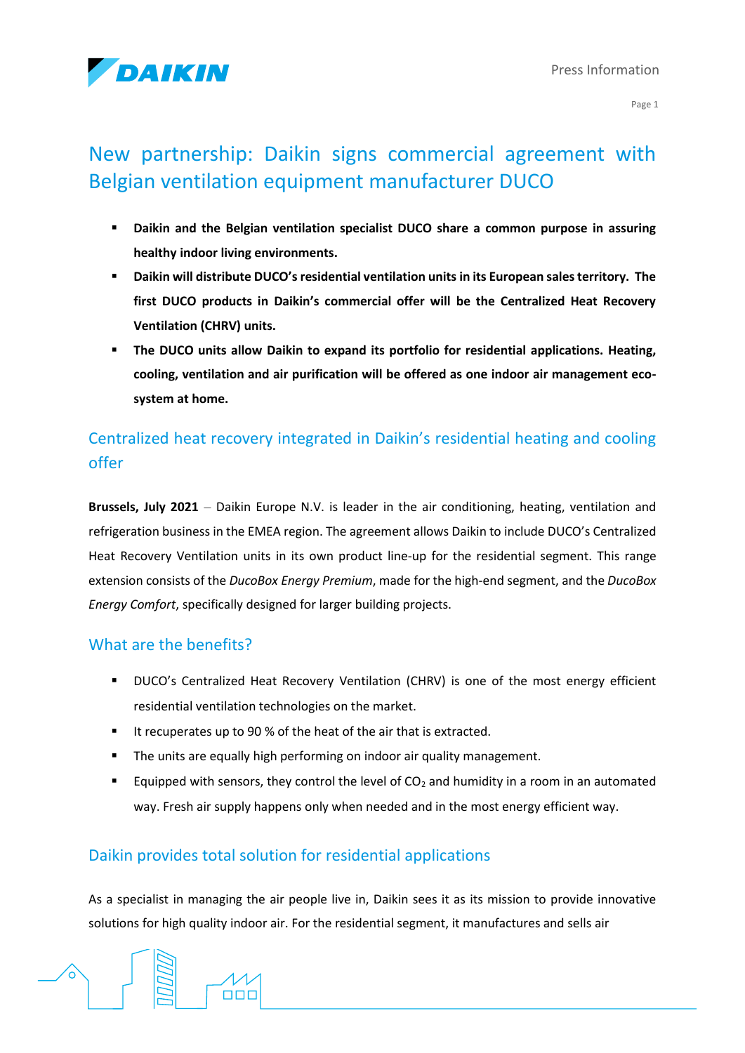# New partnership: Daikin signs commercial agreement with Belgian ventilation equipment manufacturer DUCO

- **Daikin and the Belgian ventilation specialist DUCO share a common purpose in assuring healthy indoor living environments.**
- **Daikin will distribute DUCO's residential ventilation units in its European sales territory. The first DUCO products in Daikin's commercial offer will be the Centralized Heat Recovery Ventilation (CHRV) units.**
- **The DUCO units allow Daikin to expand its portfolio for residential applications. Heating, cooling, ventilation and air purification will be offered as one indoor air management eco-system at home.**

## Centralized heat recovery integrated in Daikin's residential heating and cooling offer

**Brussels, July 2021** – Daikin Europe N.V. is leader in the air conditioning, heating, ventilation and refrigeration business in the EMEA region. The agreement allows Daikin to include DUCO's Centralized Heat Recovery Ventilation units in its own product line-up for the residential segment. This range extension consists of the *DucoBox Energy Premium*, made for the high-end segment, and the *DucoBox Energy Comfort*, specifically designed for larger building projects.

## What are the benefits?

- DUCO's Centralized Heat Recovery Ventilation (CHRV) is one of the most energy efficient residential ventilation technologies on the market.
- It recuperates up to 90 % of the heat of the air that is extracted.
- The units are equally high performing on indoor air quality management.
- Equipped with sensors, they control the level of $CO_2$ and humidity in a room in an automated way. Fresh air supply happens only when needed and in the most energy efficient way.

## Daikin provides total solution for residential applications

As a specialist in managing the air people live in, Daikin sees it as its mission to provide innovative solutions for high quality indoor air. For the residential segment, it manufactures and sells air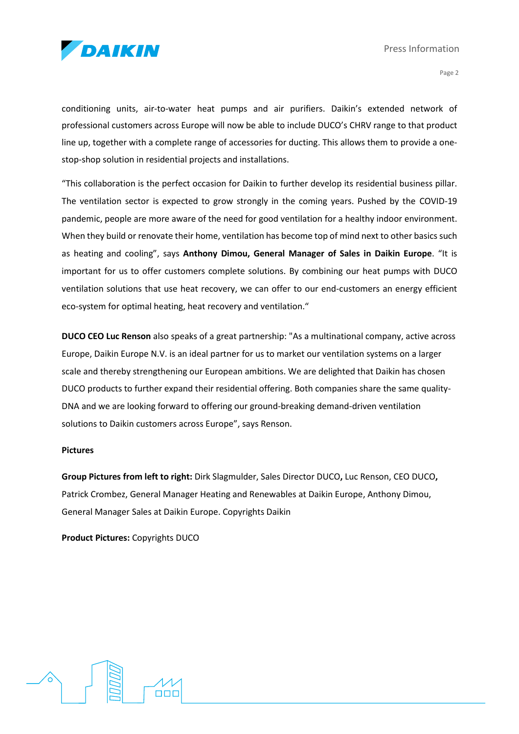conditioning units, air-to-water heat pumps and air purifiers. Daikin's extended network of professional customers across Europe will now be able to include DUCO's CHRV range to that product line up, together with a complete range of accessories for ducting. This allows them to provide a one-stop-shop solution in residential projects and installations.

"This collaboration is the perfect occasion for Daikin to further develop its residential business pillar. The ventilation sector is expected to grow strongly in the coming years. Pushed by the COVID-19 pandemic, people are more aware of the need for good ventilation for a healthy indoor environment. When they build or renovate their home, ventilation has become top of mind next to other basics such as heating and cooling", says **Anthony Dimou, General Manager of Sales in Daikin Europe**. "It is important for us to offer customers complete solutions. By combining our heat pumps with DUCO ventilation solutions that use heat recovery, we can offer to our end-customers an energy efficient eco-system for optimal heating, heat recovery and ventilation."

**DUCO CEO Luc Renson** also speaks of a great partnership: "As a multinational company, active across Europe, Daikin Europe N.V. is an ideal partner for us to market our ventilation systems on a larger scale and thereby strengthening our European ambitions. We are delighted that Daikin has chosen DUCO products to further expand their residential offering. Both companies share the same quality-DNA and we are looking forward to offering our ground-breaking demand-driven ventilation solutions to Daikin customers across Europe", says Renson.

**Pictures**

**Group Pictures from left to right:** Dirk Slagmulder, Sales Director DUCO**,** Luc Renson, CEO DUCO**,** Patrick Crombez, General Manager Heating and Renewables at Daikin Europe, Anthony Dimou, General Manager Sales at Daikin Europe. Copyrights Daikin

**Product Pictures:** Copyrights DUCO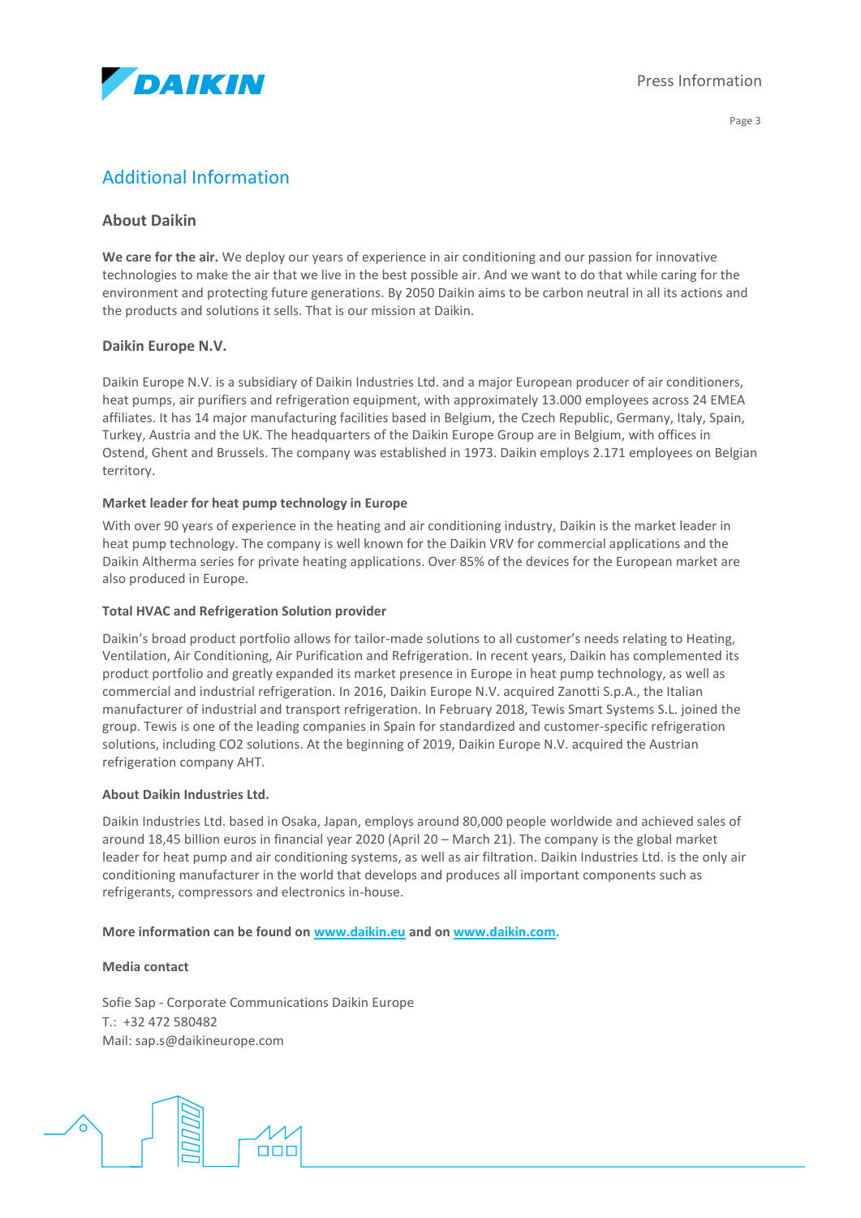## Additional Information

### About Daikin

**We care for the air.** We deploy our years of experience in air conditioning and our passion for innovative technologies to make the air that we live in the best possible air. And we want to do that while caring for the environment and protecting future generations. By 2050 Daikin aims to be carbon neutral in all its actions and the products and solutions it sells. That is our mission at Daikin.

### Daikin Europe N.V.

Daikin Europe N.V. is a subsidiary of Daikin Industries Ltd. and a major European producer of air conditioners, heat pumps, air purifiers and refrigeration equipment, with approximately 13.000 employees across 24 EMEA affiliates. It has 14 major manufacturing facilities based in Belgium, the Czech Republic, Germany, Italy, Spain, Turkey, Austria and the UK. The headquarters of the Daikin Europe Group are in Belgium, with offices in Ostend, Ghent and Brussels. The company was established in 1973. Daikin employs 2.171 employees on Belgian territory.

**Market leader for heat pump technology in Europe**

With over 90 years of experience in the heating and air conditioning industry, Daikin is the market leader in heat pump technology. The company is well known for the Daikin VRV for commercial applications and the Daikin Altherma series for private heating applications. Over 85% of the devices for the European market are also produced in Europe.

**Total HVAC and Refrigeration Solution provider**

Daikin's broad product portfolio allows for tailor-made solutions to all customer's needs relating to Heating, Ventilation, Air Conditioning, Air Purification and Refrigeration. In recent years, Daikin has complemented its product portfolio and greatly expanded its market presence in Europe in heat pump technology, as well as commercial and industrial refrigeration. In 2016, Daikin Europe N.V. acquired Zanotti S.p.A., the Italian manufacturer of industrial and transport refrigeration. In February 2018, Tewis Smart Systems S.L. joined the group. Tewis is one of the leading companies in Spain for standardized and customer-specific refrigeration solutions, including $CO_2$ solutions. At the beginning of 2019, Daikin Europe N.V. acquired the Austrian refrigeration company AHT.

**About Daikin Industries Ltd.**

Daikin Industries Ltd. based in Osaka, Japan, employs around 80,000 people worldwide and achieved sales of around 18,45 billion euros in financial year 2020 (April 20 – March 21). The company is the global market leader for heat pump and air conditioning systems, as well as air filtration. Daikin Industries Ltd. is the only air conditioning manufacturer in the world that develops and produces all important components such as refrigerants, compressors and electronics in-house.

**More information can be found on [www.daikin.eu](http://www.daikin.eu) and on [www.daikin.com](http://www.daikin.com).**

**Media contact**

Sofie Sap - Corporate Communications Daikin Europe
T.: +32 472 580482
Mail: sap.s@daikineurope.com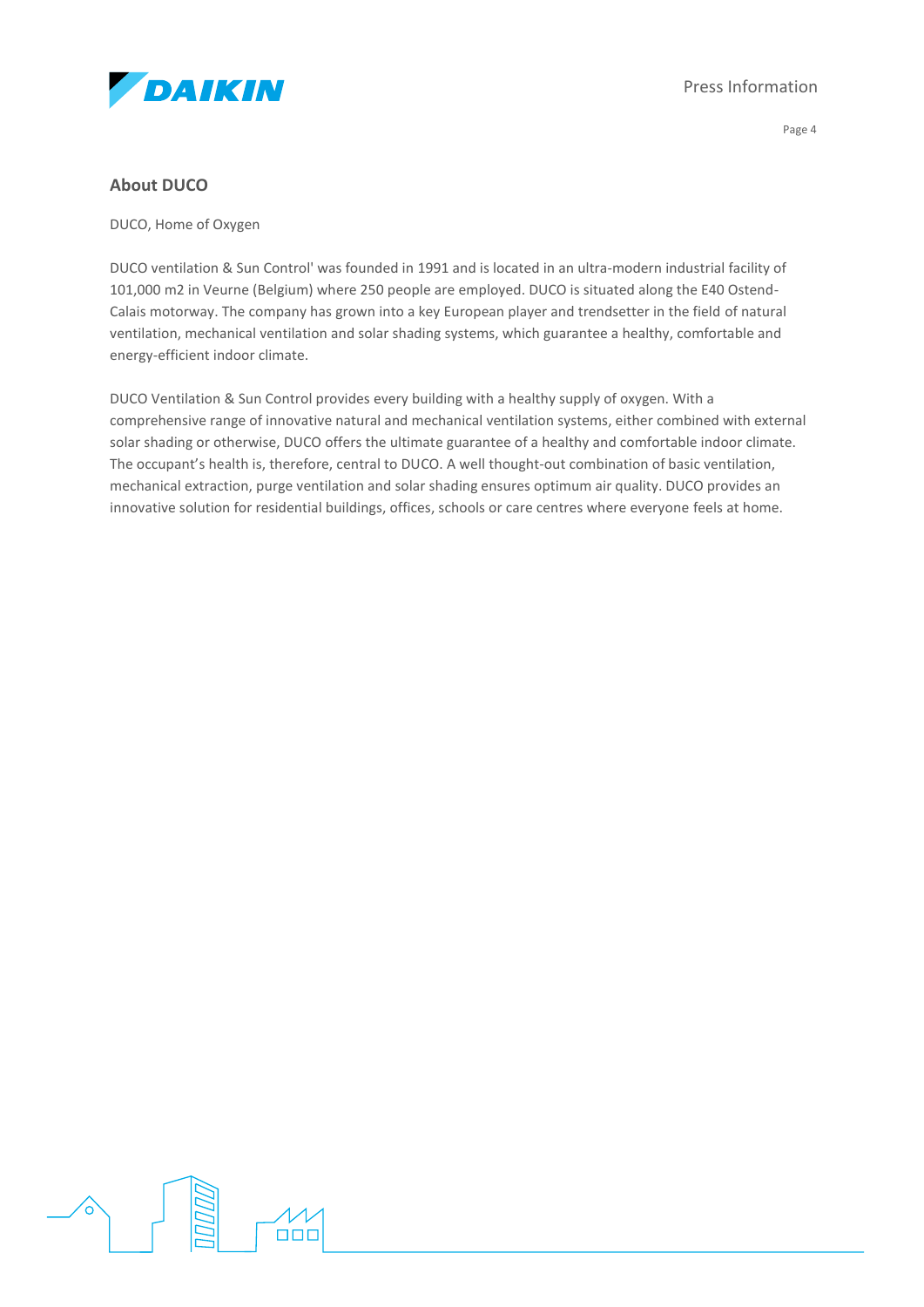## About DUCO

DUCO, Home of Oxygen

DUCO ventilation & Sun Control' was founded in 1991 and is located in an ultra-modern industrial facility of 101,000 m2 in Veurne (Belgium) where 250 people are employed. DUCO is situated along the E40 Ostend-Calais motorway. The company has grown into a key European player and trendsetter in the field of natural ventilation, mechanical ventilation and solar shading systems, which guarantee a healthy, comfortable and energy-efficient indoor climate.

DUCO Ventilation & Sun Control provides every building with a healthy supply of oxygen. With a comprehensive range of innovative natural and mechanical ventilation systems, either combined with external solar shading or otherwise, DUCO offers the ultimate guarantee of a healthy and comfortable indoor climate. The occupant's health is, therefore, central to DUCO. A well thought-out combination of basic ventilation, mechanical extraction, purge ventilation and solar shading ensures optimum air quality. DUCO provides an innovative solution for residential buildings, offices, schools or care centres where everyone feels at home.